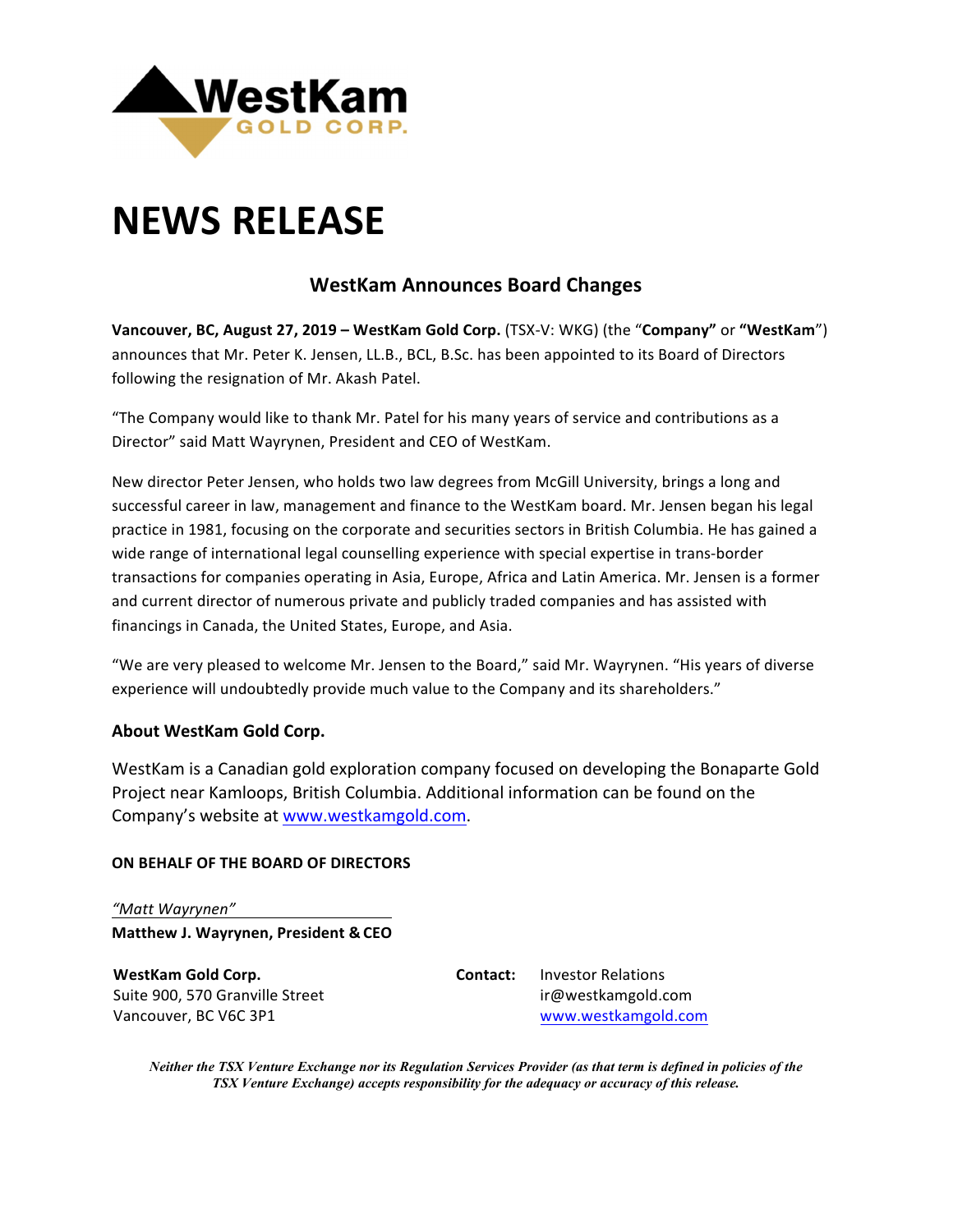WestKam GOLD CORP.

# NEWS RELEASE

## WestKam Announces Board Changes

**Vancouver, BC, August 27, 2019 – WestKam Gold Corp.** (TSX-V: WKG) (the "**Company"** or **"WestKam**") announces that Mr. Peter K. Jensen, LL.B., BCL, B.Sc. has been appointed to its Board of Directors following the resignation of Mr. Akash Patel.

"The Company would like to thank Mr. Patel for his many years of service and contributions as a Director" said Matt Wayrynen, President and CEO of WestKam.

New director Peter Jensen, who holds two law degrees from McGill University, brings a long and successful career in law, management and finance to the WestKam board. Mr. Jensen began his legal practice in 1981, focusing on the corporate and securities sectors in British Columbia. He has gained a wide range of international legal counselling experience with special expertise in trans-border transactions for companies operating in Asia, Europe, Africa and Latin America. Mr. Jensen is a former and current director of numerous private and publicly traded companies and has assisted with financings in Canada, the United States, Europe, and Asia.

"We are very pleased to welcome Mr. Jensen to the Board," said Mr. Wayrynen. "His years of diverse experience will undoubtedly provide much value to the Company and its shareholders."

### About WestKam Gold Corp.

WestKam is a Canadian gold exploration company focused on developing the Bonaparte Gold Project near Kamloops, British Columbia. Additional information can be found on the Company's website at www.westkamgold.com.

**ON BEHALF OF THE BOARD OF DIRECTORS**

*"Matt Wayrynen"*
**Matthew J. Wayrynen, President & CEO**

**WestKam Gold Corp.**
Suite 900, 570 Granville Street
Vancouver, BC V6C 3P1

**Contact:** Investor Relations
ir@westkamgold.com
www.westkamgold.com

*Neither the TSX Venture Exchange nor its Regulation Services Provider (as that term is defined in policies of the TSX Venture Exchange) accepts responsibility for the adequacy or accuracy of this release.*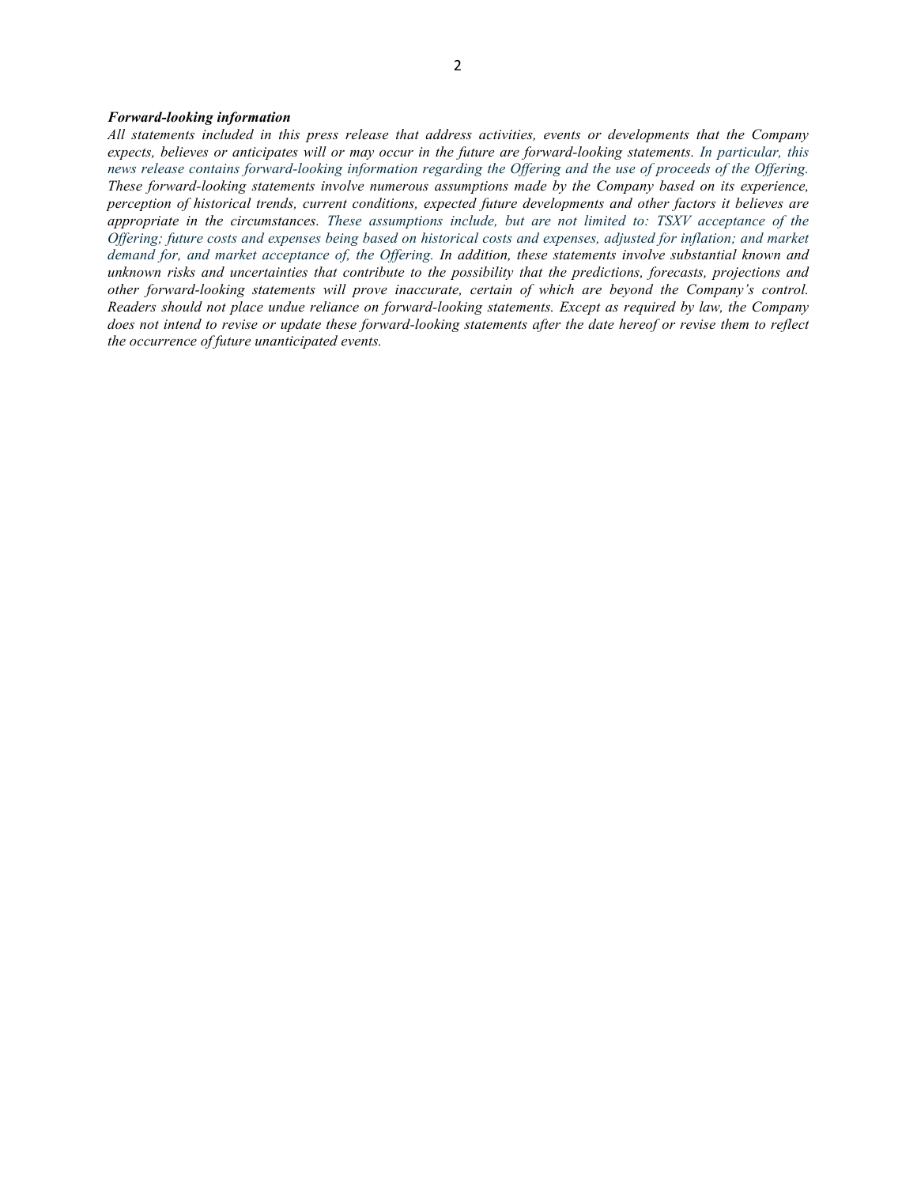***Forward-looking information***

*All statements included in this press release that address activities, events or developments that the Company expects, believes or anticipates will or may occur in the future are forward-looking statements. In particular, this news release contains forward-looking information regarding the Offering and the use of proceeds of the Offering. These forward-looking statements involve numerous assumptions made by the Company based on its experience, perception of historical trends, current conditions, expected future developments and other factors it believes are appropriate in the circumstances. These assumptions include, but are not limited to: TSXV acceptance of the Offering; future costs and expenses being based on historical costs and expenses, adjusted for inflation; and market demand for, and market acceptance of, the Offering. In addition, these statements involve substantial known and unknown risks and uncertainties that contribute to the possibility that the predictions, forecasts, projections and other forward-looking statements will prove inaccurate, certain of which are beyond the Company's control. Readers should not place undue reliance on forward-looking statements. Except as required by law, the Company does not intend to revise or update these forward-looking statements after the date hereof or revise them to reflect the occurrence of future unanticipated events.*